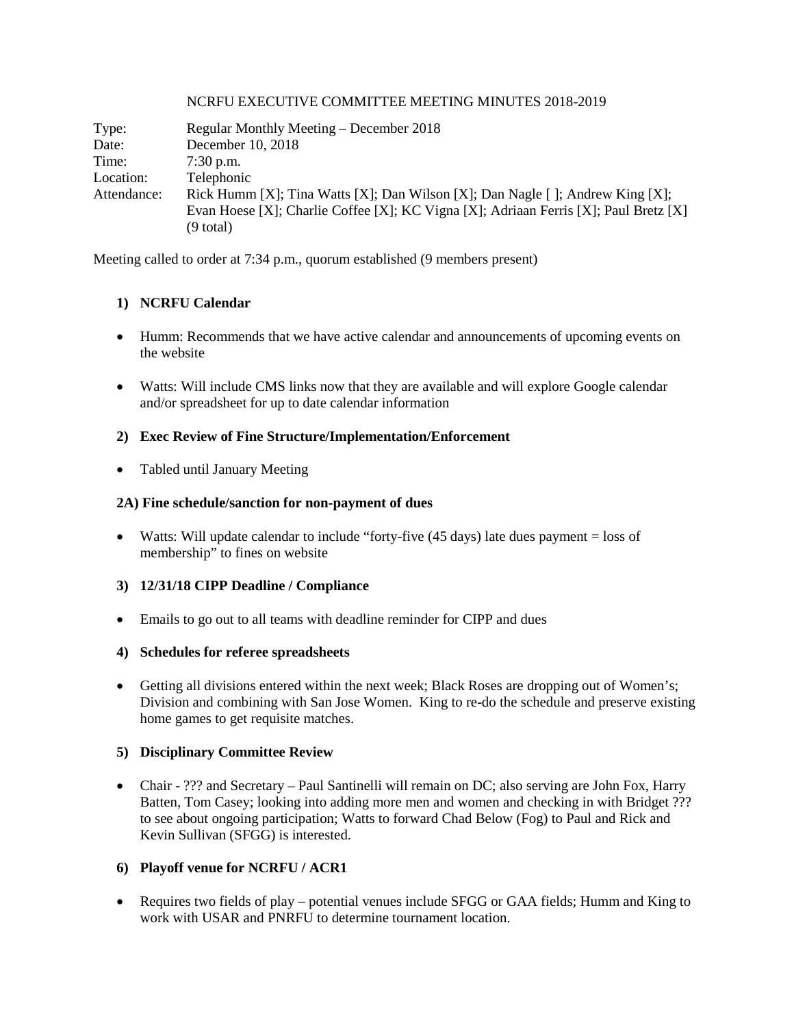NCRFU EXECUTIVE COMMITTEE MEETING MINUTES 2018-2019

Type: Regular Monthly Meeting – December 2018
Date: December 10, 2018
Time: 7:30 p.m.
Location: Telephonic
Attendance: Rick Humm [X]; Tina Watts [X]; Dan Wilson [X]; Dan Nagle [ ]; Andrew King [X]; Evan Hoese [X]; Charlie Coffee [X]; KC Vigna [X]; Adriaan Ferris [X]; Paul Bretz [X] (9 total)

Meeting called to order at 7:34 p.m., quorum established (9 members present)

**1) NCRFU Calendar**

- Humm: Recommends that we have active calendar and announcements of upcoming events on the website
- Watts: Will include CMS links now that they are available and will explore Google calendar and/or spreadsheet for up to date calendar information

**2) Exec Review of Fine Structure/Implementation/Enforcement**

- Tabled until January Meeting

**2A) Fine schedule/sanction for non-payment of dues**

- Watts: Will update calendar to include "forty-five (45 days) late dues payment = loss of membership" to fines on website

**3) 12/31/18 CIPP Deadline / Compliance**

- Emails to go out to all teams with deadline reminder for CIPP and dues

**4) Schedules for referee spreadsheets**

- Getting all divisions entered within the next week; Black Roses are dropping out of Women's; Division and combining with San Jose Women. King to re-do the schedule and preserve existing home games to get requisite matches.

**5) Disciplinary Committee Review**

- Chair - ??? and Secretary – Paul Santinelli will remain on DC; also serving are John Fox, Harry Batten, Tom Casey; looking into adding more men and women and checking in with Bridget ??? to see about ongoing participation; Watts to forward Chad Below (Fog) to Paul and Rick and Kevin Sullivan (SFGG) is interested.

**6) Playoff venue for NCRFU / ACR1**

- Requires two fields of play – potential venues include SFGG or GAA fields; Humm and King to work with USAR and PNRFU to determine tournament location.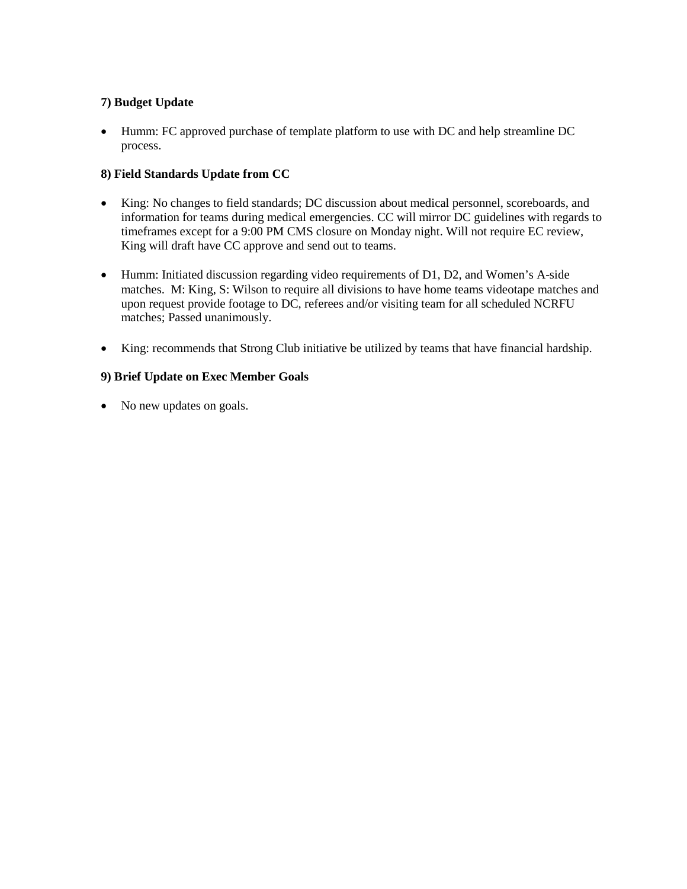**7) Budget Update**

- Humm: FC approved purchase of template platform to use with DC and help streamline DC process.

**8) Field Standards Update from CC**

- King: No changes to field standards; DC discussion about medical personnel, scoreboards, and information for teams during medical emergencies. CC will mirror DC guidelines with regards to timeframes except for a 9:00 PM CMS closure on Monday night. Will not require EC review, King will draft have CC approve and send out to teams.

- Humm: Initiated discussion regarding video requirements of D1, D2, and Women's A-side matches. M: King, S: Wilson to require all divisions to have home teams videotape matches and upon request provide footage to DC, referees and/or visiting team for all scheduled NCRFU matches; Passed unanimously.

- King: recommends that Strong Club initiative be utilized by teams that have financial hardship.

**9) Brief Update on Exec Member Goals**

- No new updates on goals.